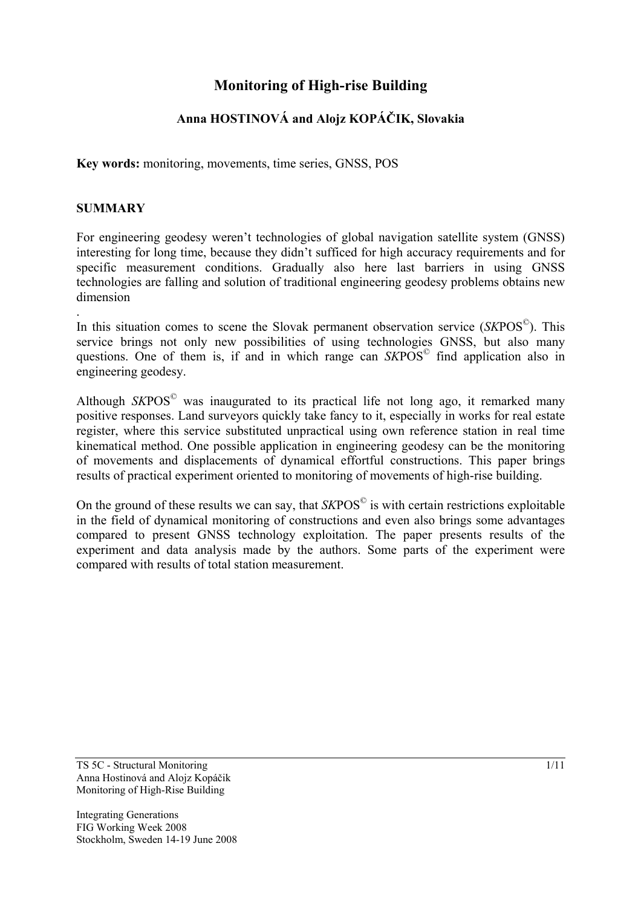# Monitoring of High-rise Building

## Anna HOSTINOVÁ and Alojz KOPÁČIK, Slovakia

**Key words:** monitoring, movements, time series, GNSS, POS

## SUMMARY

For engineering geodesy weren't technologies of global navigation satellite system (GNSS) interesting for long time, because they didn't sufficed for high accuracy requirements and for specific measurement conditions. Gradually also here last barriers in using GNSS technologies are falling and solution of traditional engineering geodesy problems obtains new dimension

.

In this situation comes to scene the Slovak permanent observation service (*SK*POS©). This service brings not only new possibilities of using technologies GNSS, but also many questions. One of them is, if and in which range can *SK*POS© find application also in engineering geodesy.

Although *SK*POS© was inaugurated to its practical life not long ago, it remarked many positive responses. Land surveyors quickly take fancy to it, especially in works for real estate register, where this service substituted unpractical using own reference station in real time kinematical method. One possible application in engineering geodesy can be the monitoring of movements and displacements of dynamical effortful constructions. This paper brings results of practical experiment oriented to monitoring of movements of high-rise building.

On the ground of these results we can say, that *SK*POS© is with certain restrictions exploitable in the field of dynamical monitoring of constructions and even also brings some advantages compared to present GNSS technology exploitation. The paper presents results of the experiment and data analysis made by the authors. Some parts of the experiment were compared with results of total station measurement.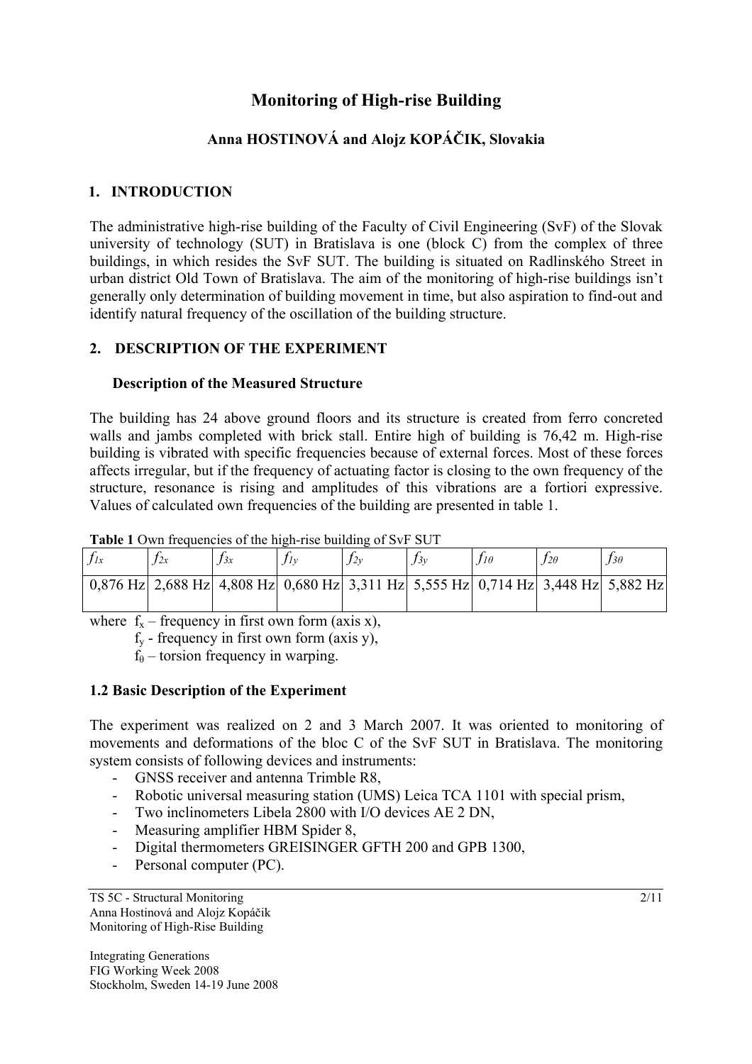# Monitoring of High-rise Building

**Anna HOSTINOVÁ and Alojz KOPÁČIK, Slovakia**

## 1. INTRODUCTION

The administrative high-rise building of the Faculty of Civil Engineering (SvF) of the Slovak university of technology (SUT) in Bratislava is one (block C) from the complex of three buildings, in which resides the SvF SUT. The building is situated on Radlinského Street in urban district Old Town of Bratislava. The aim of the monitoring of high-rise buildings isn't generally only determination of building movement in time, but also aspiration to find-out and identify natural frequency of the oscillation of the building structure.

## 2. DESCRIPTION OF THE EXPERIMENT

### Description of the Measured Structure

The building has 24 above ground floors and its structure is created from ferro concreted walls and jambs completed with brick stall. Entire high of building is 76,42 m. High-rise building is vibrated with specific frequencies because of external forces. Most of these forces affects irregular, but if the frequency of actuating factor is closing to the own frequency of the structure, resonance is rising and amplitudes of this vibrations are a fortiori expressive. Values of calculated own frequencies of the building are presented in table 1.

**Table 1** Own frequencies of the high-rise building of SvF SUT

| $f_{1x}$ | $f_{2x}$ | $f_{3x}$ | $f_{1y}$ | $f_{2y}$ | $f_{3y}$ | $f_{1\theta}$ | $f_{2\theta}$ | $f_{3\theta}$ |
|---|---|---|---|---|---|---|---|---|
| 0,876 Hz | 2,688 Hz | 4,808 Hz | 0,680 Hz | 3,311 Hz | 5,555 Hz | 0,714 Hz | 3,448 Hz | 5,882 Hz |

where $f_x$ – frequency in first own form (axis x),
$f_y$ - frequency in first own form (axis y),
$f_\theta$ – torsion frequency in warping.

### 1.2 Basic Description of the Experiment

The experiment was realized on 2 and 3 March 2007. It was oriented to monitoring of movements and deformations of the bloc C of the SvF SUT in Bratislava. The monitoring system consists of following devices and instruments:

- GNSS receiver and antenna Trimble R8,
- Robotic universal measuring station (UMS) Leica TCA 1101 with special prism,
- Two inclinometers Libela 2800 with I/O devices AE 2 DN,
- Measuring amplifier HBM Spider 8,
- Digital thermometers GREISINGER GFTH 200 and GPB 1300,
- Personal computer (PC).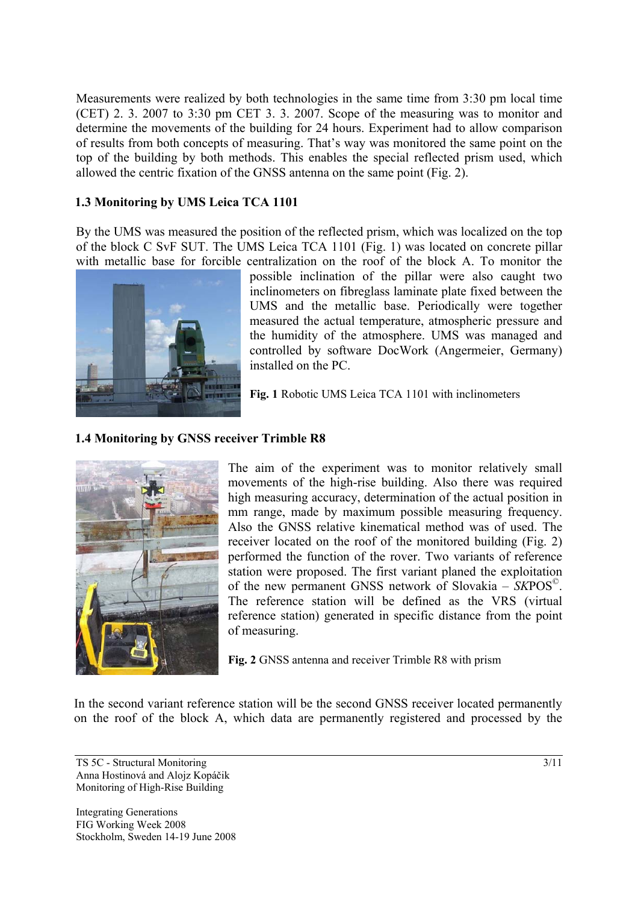Measurements were realized by both technologies in the same time from 3:30 pm local time (CET) 2. 3. 2007 to 3:30 pm CET 3. 3. 2007. Scope of the measuring was to monitor and determine the movements of the building for 24 hours. Experiment had to allow comparison of results from both concepts of measuring. That's way was monitored the same point on the top of the building by both methods. This enables the special reflected prism used, which allowed the centric fixation of the GNSS antenna on the same point (Fig. 2).

### 1.3 Monitoring by UMS Leica TCA 1101

By the UMS was measured the position of the reflected prism, which was localized on the top of the block C SvF SUT. The UMS Leica TCA 1101 (Fig. 1) was located on concrete pillar with metallic base for forcible centralization on the roof of the block A. To monitor the possible inclination of the pillar were also caught two inclinometers on fibreglass laminate plate fixed between the UMS and the metallic base. Periodically were together measured the actual temperature, atmospheric pressure and the humidity of the atmosphere. UMS was managed and controlled by software DocWork (Angermeier, Germany) installed on the PC.

**Fig. 1** Robotic UMS Leica TCA 1101 with inclinometers

### 1.4 Monitoring by GNSS receiver Trimble R8

The aim of the experiment was to monitor relatively small movements of the high-rise building. Also there was required high measuring accuracy, determination of the actual position in mm range, made by maximum possible measuring frequency. Also the GNSS relative kinematical method was of used. The receiver located on the roof of the monitored building (Fig. 2) performed the function of the rover. Two variants of reference station were proposed. The first variant planed the exploitation of the new permanent GNSS network of Slovakia – *SK*POS©. The reference station will be defined as the VRS (virtual reference station) generated in specific distance from the point of measuring.

**Fig. 2** GNSS antenna and receiver Trimble R8 with prism

In the second variant reference station will be the second GNSS receiver located permanently on the roof of the block A, which data are permanently registered and processed by the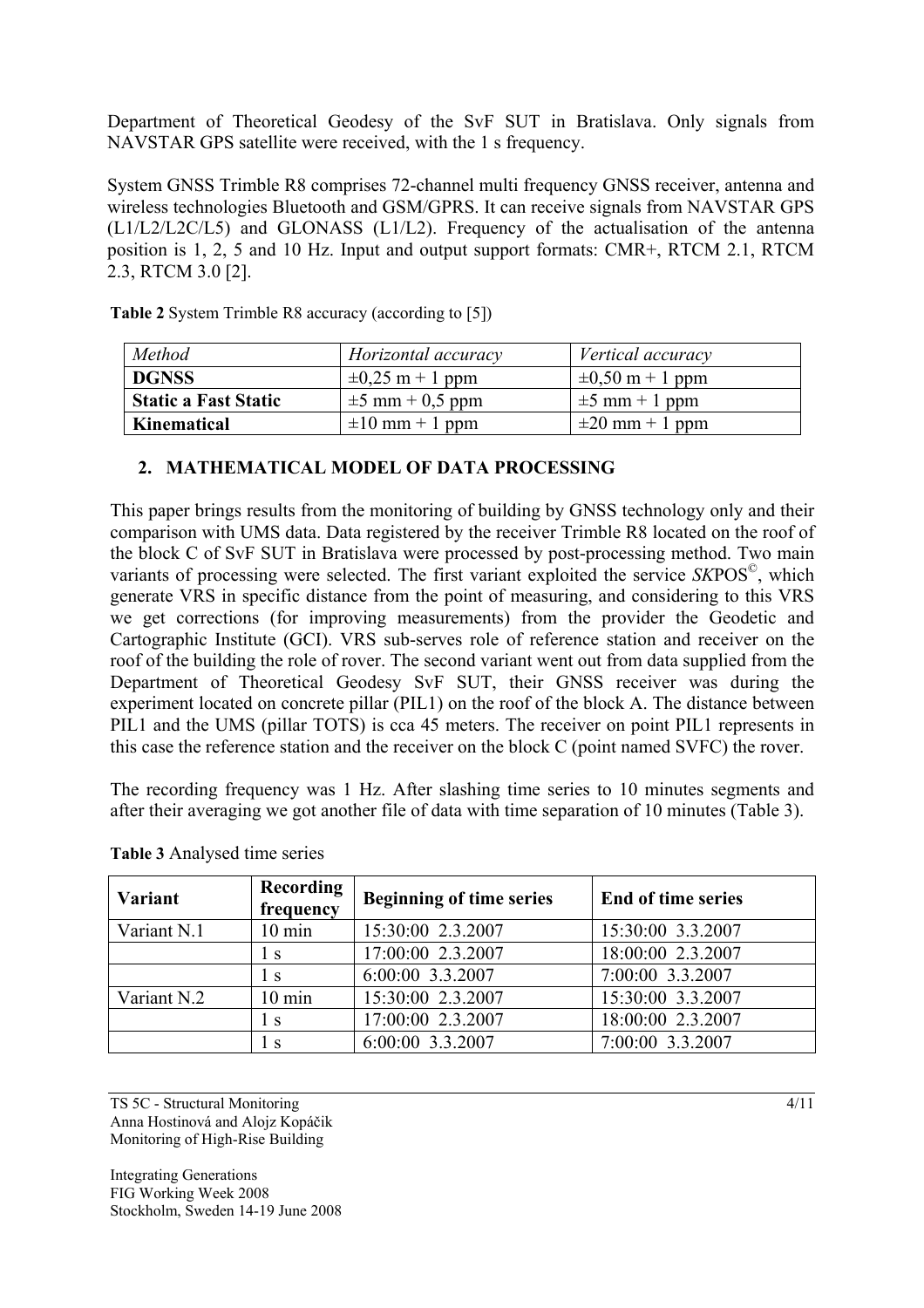Department of Theoretical Geodesy of the SvF SUT in Bratislava. Only signals from NAVSTAR GPS satellite were received, with the 1 s frequency.

System GNSS Trimble R8 comprises 72-channel multi frequency GNSS receiver, antenna and wireless technologies Bluetooth and GSM/GPRS. It can receive signals from NAVSTAR GPS (L1/L2/L2C/L5) and GLONASS (L1/L2). Frequency of the actualisation of the antenna position is 1, 2, 5 and 10 Hz. Input and output support formats: CMR+, RTCM 2.1, RTCM 2.3, RTCM 3.0 [2].

**Table 2** System Trimble R8 accuracy (according to [5])

| *Method* | *Horizontal accuracy* | *Vertical accuracy* |
|---|---|---|
| **DGNSS** | ±0,25 m + 1 ppm | ±0,50 m + 1 ppm |
| **Static a Fast Static** | ±5 mm + 0,5 ppm | ±5 mm + 1 ppm |
| **Kinematical** | ±10 mm + 1 ppm | ±20 mm + 1 ppm |

## 2. MATHEMATICAL MODEL OF DATA PROCESSING

This paper brings results from the monitoring of building by GNSS technology only and their comparison with UMS data. Data registered by the receiver Trimble R8 located on the roof of the block C of SvF SUT in Bratislava were processed by post-processing method. Two main variants of processing were selected. The first variant exploited the service *SK*POS©, which generate VRS in specific distance from the point of measuring, and considering to this VRS we get corrections (for improving measurements) from the provider the Geodetic and Cartographic Institute (GCI). VRS sub-serves role of reference station and receiver on the roof of the building the role of rover. The second variant went out from data supplied from the Department of Theoretical Geodesy SvF SUT, their GNSS receiver was during the experiment located on concrete pillar (PIL1) on the roof of the block A. The distance between PIL1 and the UMS (pillar TOTS) is cca 45 meters. The receiver on point PIL1 represents in this case the reference station and the receiver on the block C (point named SVFC) the rover.

The recording frequency was 1 Hz. After slashing time series to 10 minutes segments and after their averaging we got another file of data with time separation of 10 minutes (Table 3).

**Table 3** Analysed time series

| **Variant** | **Recording frequency** | **Beginning of time series** | **End of time series** |
|---|---|---|---|
| Variant N.1 | 10 min | 15:30:00 2.3.2007 | 15:30:00 3.3.2007 |
| | 1 s | 17:00:00 2.3.2007 | 18:00:00 2.3.2007 |
| | 1 s | 6:00:00 3.3.2007 | 7:00:00 3.3.2007 |
| Variant N.2 | 10 min | 15:30:00 2.3.2007 | 15:30:00 3.3.2007 |
| | 1 s | 17:00:00 2.3.2007 | 18:00:00 2.3.2007 |
| | 1 s | 6:00:00 3.3.2007 | 7:00:00 3.3.2007 |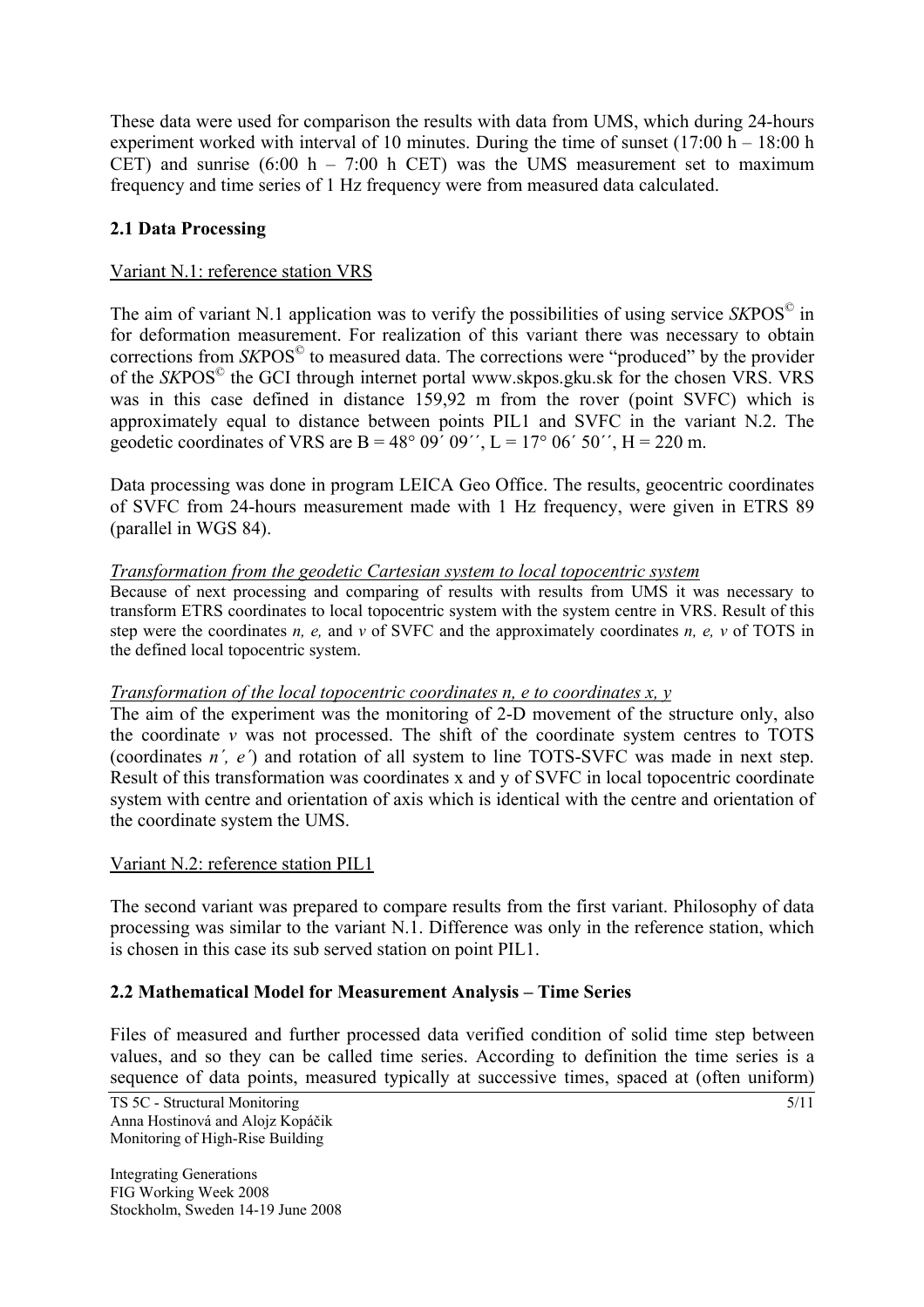These data were used for comparison the results with data from UMS, which during 24-hours experiment worked with interval of 10 minutes. During the time of sunset (17:00 h – 18:00 h CET) and sunrise (6:00 h – 7:00 h CET) was the UMS measurement set to maximum frequency and time series of 1 Hz frequency were from measured data calculated.

## 2.1 Data Processing

Variant N.1: reference station VRS

The aim of variant N.1 application was to verify the possibilities of using service *SK*POS© in for deformation measurement. For realization of this variant there was necessary to obtain corrections from *SK*POS© to measured data. The corrections were "produced" by the provider of the *SK*POS© the GCI through internet portal www.skpos.gku.sk for the chosen VRS. VRS was in this case defined in distance 159,92 m from the rover (point SVFC) which is approximately equal to distance between points PIL1 and SVFC in the variant N.2. The geodetic coordinates of VRS are B = 48° 09´ 09´´, L = 17° 06´ 50´´, H = 220 m.

Data processing was done in program LEICA Geo Office. The results, geocentric coordinates of SVFC from 24-hours measurement made with 1 Hz frequency, were given in ETRS 89 (parallel in WGS 84).

*Transformation from the geodetic Cartesian system to local topocentric system*

Because of next processing and comparing of results with results from UMS it was necessary to transform ETRS coordinates to local topocentric system with the system centre in VRS. Result of this step were the coordinates *n, e,* and *v* of SVFC and the approximately coordinates *n, e, v* of TOTS in the defined local topocentric system.

*Transformation of the local topocentric coordinates n, e to coordinates x, y*

The aim of the experiment was the monitoring of 2-D movement of the structure only, also the coordinate *v* was not processed. The shift of the coordinate system centres to TOTS (coordinates *n´, e´*) and rotation of all system to line TOTS-SVFC was made in next step. Result of this transformation was coordinates x and y of SVFC in local topocentric coordinate system with centre and orientation of axis which is identical with the centre and orientation of the coordinate system the UMS.

Variant N.2: reference station PIL1

The second variant was prepared to compare results from the first variant. Philosophy of data processing was similar to the variant N.1. Difference was only in the reference station, which is chosen in this case its sub served station on point PIL1.

## 2.2 Mathematical Model for Measurement Analysis – Time Series

Files of measured and further processed data verified condition of solid time step between values, and so they can be called time series. According to definition the time series is a sequence of data points, measured typically at successive times, spaced at (often uniform)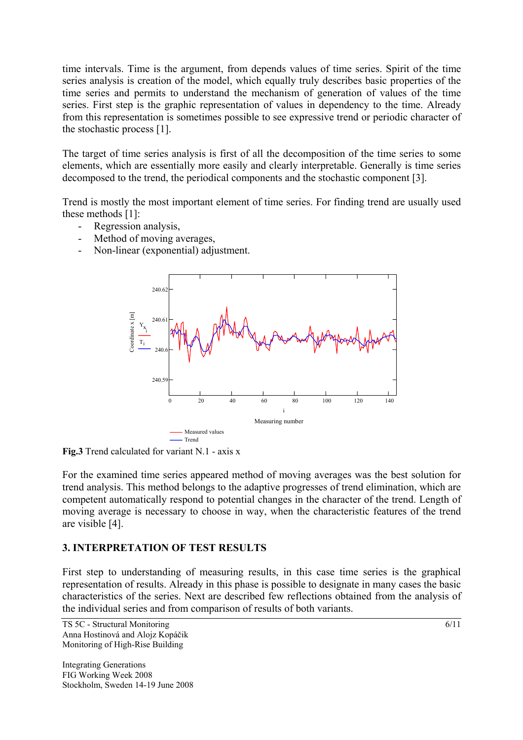time intervals. Time is the argument, from depends values of time series. Spirit of the time series analysis is creation of the model, which equally truly describes basic properties of the time series and permits to understand the mechanism of generation of values of the time series. First step is the graphic representation of values in dependency to the time. Already from this representation is sometimes possible to see expressive trend or periodic character of the stochastic process [1].

The target of time series analysis is first of all the decomposition of the time series to some elements, which are essentially more easily and clearly interpretable. Generally is time series decomposed to the trend, the periodical components and the stochastic component [3].

Trend is mostly the most important element of time series. For finding trend are usually used these methods [1]:

- Regression analysis,
- Method of moving averages,
- Non-linear (exponential) adjustment.

**Fig.3** Trend calculated for variant N.1 - axis x

For the examined time series appeared method of moving averages was the best solution for trend analysis. This method belongs to the adaptive progresses of trend elimination, which are competent automatically respond to potential changes in the character of the trend. Length of moving average is necessary to choose in way, when the characteristic features of the trend are visible [4].

## 3. INTERPRETATION OF TEST RESULTS

First step to understanding of measuring results, in this case time series is the graphical representation of results. Already in this phase is possible to designate in many cases the basic characteristics of the series. Next are described few reflections obtained from the analysis of the individual series and from comparison of results of both variants.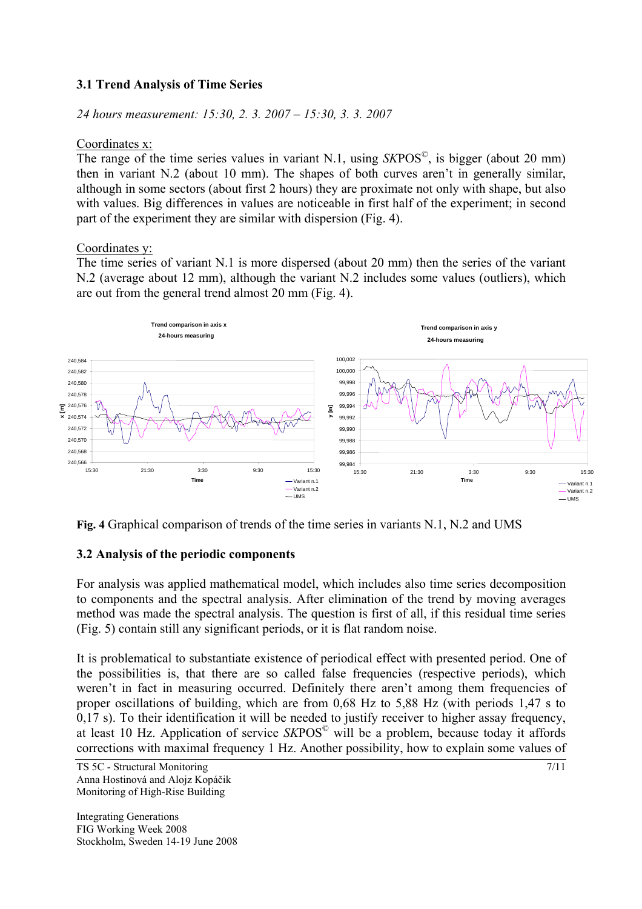### 3.1 Trend Analysis of Time Series

*24 hours measurement: 15:30, 2. 3. 2007 – 15:30, 3. 3. 2007*

Coordinates x:

The range of the time series values in variant N.1, using *SK*POS©, is bigger (about 20 mm) then in variant N.2 (about 10 mm). The shapes of both curves aren't in generally similar, although in some sectors (about first 2 hours) they are proximate not only with shape, but also with values. Big differences in values are noticeable in first half of the experiment; in second part of the experiment they are similar with dispersion (Fig. 4).

Coordinates y:

The time series of variant N.1 is more dispersed (about 20 mm) then the series of the variant N.2 (average about 12 mm), although the variant N.2 includes some values (outliers), which are out from the general trend almost 20 mm (Fig. 4).

**Fig. 4** Graphical comparison of trends of the time series in variants N.1, N.2 and UMS

### 3.2 Analysis of the periodic components

For analysis was applied mathematical model, which includes also time series decomposition to components and the spectral analysis. After elimination of the trend by moving averages method was made the spectral analysis. The question is first of all, if this residual time series (Fig. 5) contain still any significant periods, or it is flat random noise.

It is problematical to substantiate existence of periodical effect with presented period. One of the possibilities is, that there are so called false frequencies (respective periods), which weren't in fact in measuring occurred. Definitely there aren't among them frequencies of proper oscillations of building, which are from 0,68 Hz to 5,88 Hz (with periods 1,47 s to 0,17 s). To their identification it will be needed to justify receiver to higher assay frequency, at least 10 Hz. Application of service *SK*POS© will be a problem, because today it affords corrections with maximal frequency 1 Hz. Another possibility, how to explain some values of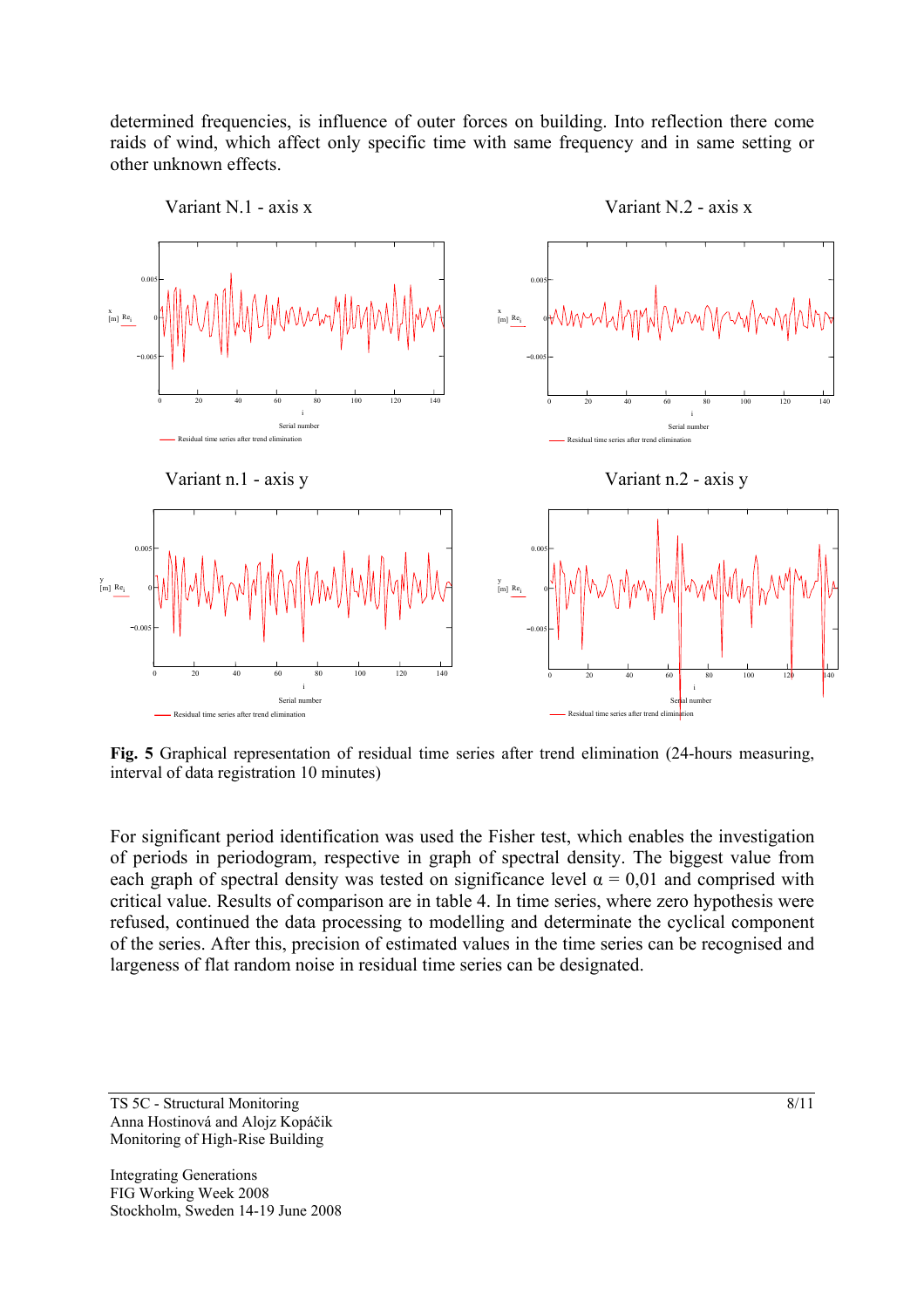determined frequencies, is influence of outer forces on building. Into reflection there come raids of wind, which affect only specific time with same frequency and in same setting or other unknown effects.

Variant N.1 - axis x

Variant N.2 - axis x

Variant n.1 - axis y

Variant n.2 - axis y

**Fig. 5** Graphical representation of residual time series after trend elimination (24-hours measuring, interval of data registration 10 minutes)

For significant period identification was used the Fisher test, which enables the investigation of periods in periodogram, respective in graph of spectral density. The biggest value from each graph of spectral density was tested on significance level $\alpha = 0{,}01$ and comprised with critical value. Results of comparison are in table 4. In time series, where zero hypothesis were refused, continued the data processing to modelling and determinate the cyclical component of the series. After this, precision of estimated values in the time series can be recognised and largeness of flat random noise in residual time series can be designated.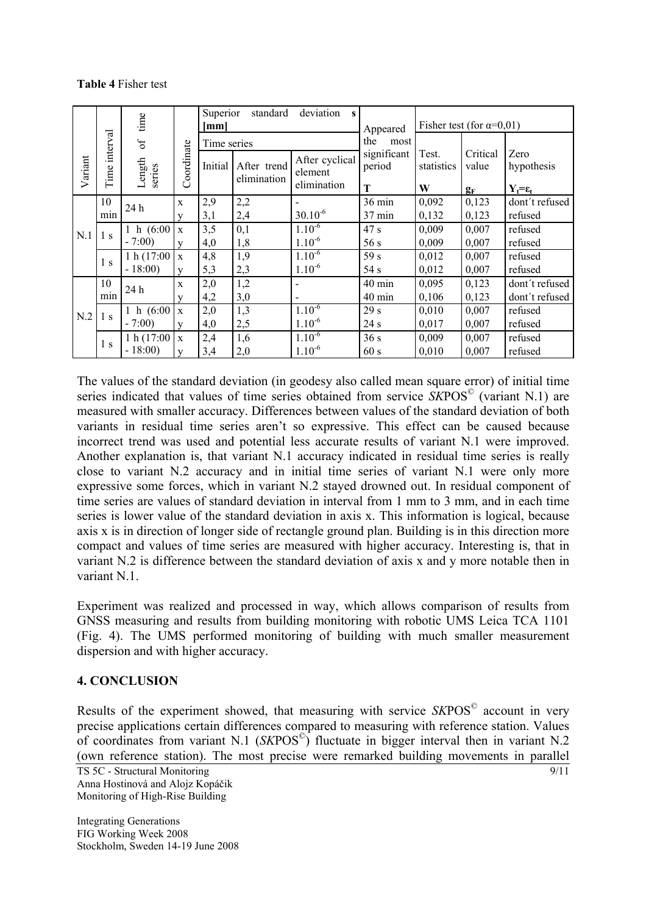**Table 4** Fisher test

| Variant | Time interval | Length of time series | Coordinate | Superior standard deviation **s [mm]** | | | Appeared the most significant period | Fisher test (for α=0,01) | | |
|---|---|---|---|---|---|---|---|---|---|---|
| | | | | Time series | | | | | | |
| | | | | Initial | After trend elimination | After cyclical element elimination | **T** | Test. statistics **W** | Critical value $g_F$ | Zero hypothesis $Y_t = \varepsilon_t$ |
| N.1 | 10 min | 24 h | x | 2,9 | 2,2 | - | 36 min | 0,092 | 0,123 | dont´t refused |
| | | | y | 3,1 | 2,4 | $30.10^{-6}$ | 37 min | 0,132 | 0,123 | refused |
| | 1 s | 1 h (6:00 - 7:00) | x | 3,5 | 0,1 | $1.10^{-6}$ | 47 s | 0,009 | 0,007 | refused |
| | | | y | 4,0 | 1,8 | $1.10^{-6}$ | 56 s | 0,009 | 0,007 | refused |
| | 1 s | 1 h (17:00 - 18:00) | x | 4,8 | 1,9 | $1.10^{-6}$ | 59 s | 0,012 | 0,007 | refused |
| | | | y | 5,3 | 2,3 | $1.10^{-6}$ | 54 s | 0,012 | 0,007 | refused |
| N.2 | 10 min | 24 h | x | 2,0 | 1,2 | - | 40 min | 0,095 | 0,123 | dont´t refused |
| | | | y | 4,2 | 3,0 | - | 40 min | 0,106 | 0,123 | dont´t refused |
| | 1 s | 1 h (6:00 - 7:00) | x | 2,0 | 1,3 | $1.10^{-6}$ | 29 s | 0,010 | 0,007 | refused |
| | | | y | 4,0 | 2,5 | $1.10^{-6}$ | 24 s | 0,017 | 0,007 | refused |
| | 1 s | 1 h (17:00 - 18:00) | x | 2,4 | 1,6 | $1.10^{-6}$ | 36 s | 0,009 | 0,007 | refused |
| | | | y | 3,4 | 2,0 | $1.10^{-6}$ | 60 s | 0,010 | 0,007 | refused |

The values of the standard deviation (in geodesy also called mean square error) of initial time series indicated that values of time series obtained from service *SK*POS© (variant N.1) are measured with smaller accuracy. Differences between values of the standard deviation of both variants in residual time series aren't so expressive. This effect can be caused because incorrect trend was used and potential less accurate results of variant N.1 were improved. Another explanation is, that variant N.1 accuracy indicated in residual time series is really close to variant N.2 accuracy and in initial time series of variant N.1 were only more expressive some forces, which in variant N.2 stayed drowned out. In residual component of time series are values of standard deviation in interval from 1 mm to 3 mm, and in each time series is lower value of the standard deviation in axis x. This information is logical, because axis x is in direction of longer side of rectangle ground plan. Building is in this direction more compact and values of time series are measured with higher accuracy. Interesting is, that in variant N.2 is difference between the standard deviation of axis x and y more notable then in variant N.1.

Experiment was realized and processed in way, which allows comparison of results from GNSS measuring and results from building monitoring with robotic UMS Leica TCA 1101 (Fig. 4). The UMS performed monitoring of building with much smaller measurement dispersion and with higher accuracy.

## 4. CONCLUSION

Results of the experiment showed, that measuring with service *SK*POS© account in very precise applications certain differences compared to measuring with reference station. Values of coordinates from variant N.1 (*SK*POS©) fluctuate in bigger interval then in variant N.2 (own reference station). The most precise were remarked building movements in parallel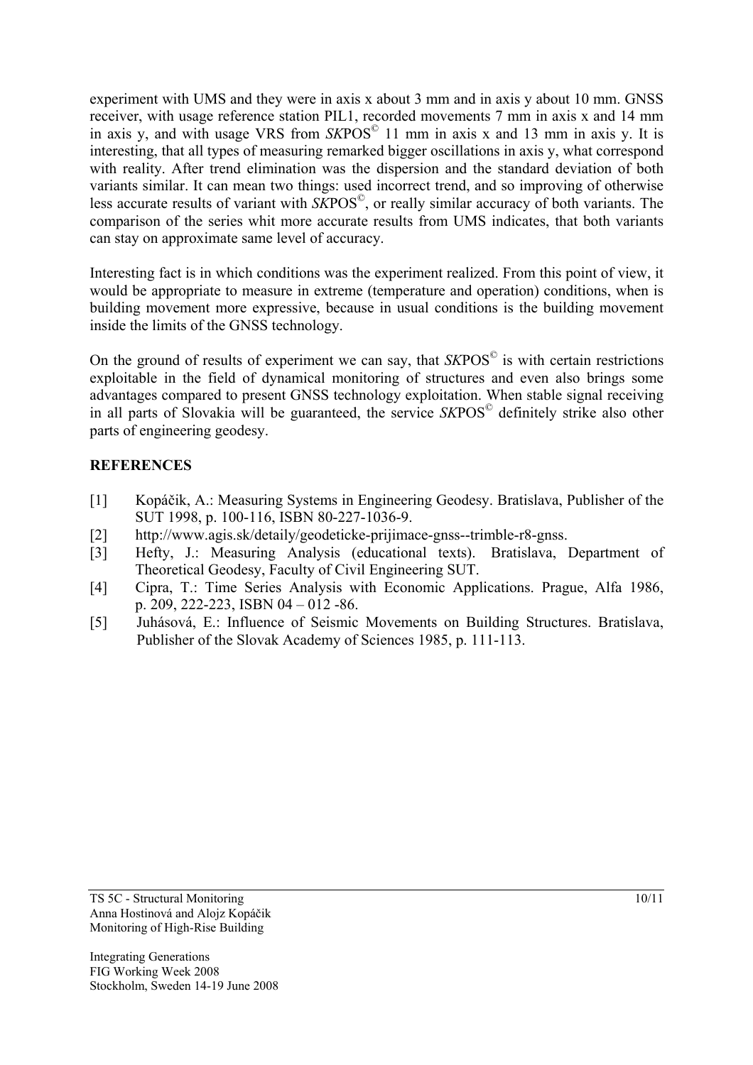experiment with UMS and they were in axis x about 3 mm and in axis y about 10 mm. GNSS receiver, with usage reference station PIL1, recorded movements 7 mm in axis x and 14 mm in axis y, and with usage VRS from *SK*POS© 11 mm in axis x and 13 mm in axis y. It is interesting, that all types of measuring remarked bigger oscillations in axis y, what correspond with reality. After trend elimination was the dispersion and the standard deviation of both variants similar. It can mean two things: used incorrect trend, and so improving of otherwise less accurate results of variant with *SK*POS©, or really similar accuracy of both variants. The comparison of the series whit more accurate results from UMS indicates, that both variants can stay on approximate same level of accuracy.

Interesting fact is in which conditions was the experiment realized. From this point of view, it would be appropriate to measure in extreme (temperature and operation) conditions, when is building movement more expressive, because in usual conditions is the building movement inside the limits of the GNSS technology.

On the ground of results of experiment we can say, that *SK*POS© is with certain restrictions exploitable in the field of dynamical monitoring of structures and even also brings some advantages compared to present GNSS technology exploitation. When stable signal receiving in all parts of Slovakia will be guaranteed, the service *SK*POS© definitely strike also other parts of engineering geodesy.

## REFERENCES

[1] Kopáčik, A.: Measuring Systems in Engineering Geodesy. Bratislava, Publisher of the SUT 1998, p. 100-116, ISBN 80-227-1036-9.

[2] http://www.agis.sk/detaily/geodeticke-prijimace-gnss--trimble-r8-gnss.

[3] Hefty, J.: Measuring Analysis (educational texts). Bratislava, Department of Theoretical Geodesy, Faculty of Civil Engineering SUT.

[4] Cipra, T.: Time Series Analysis with Economic Applications. Prague, Alfa 1986, p. 209, 222-223, ISBN 04 – 012 -86.

[5] Juhásová, E.: Influence of Seismic Movements on Building Structures. Bratislava, Publisher of the Slovak Academy of Sciences 1985, p. 111-113.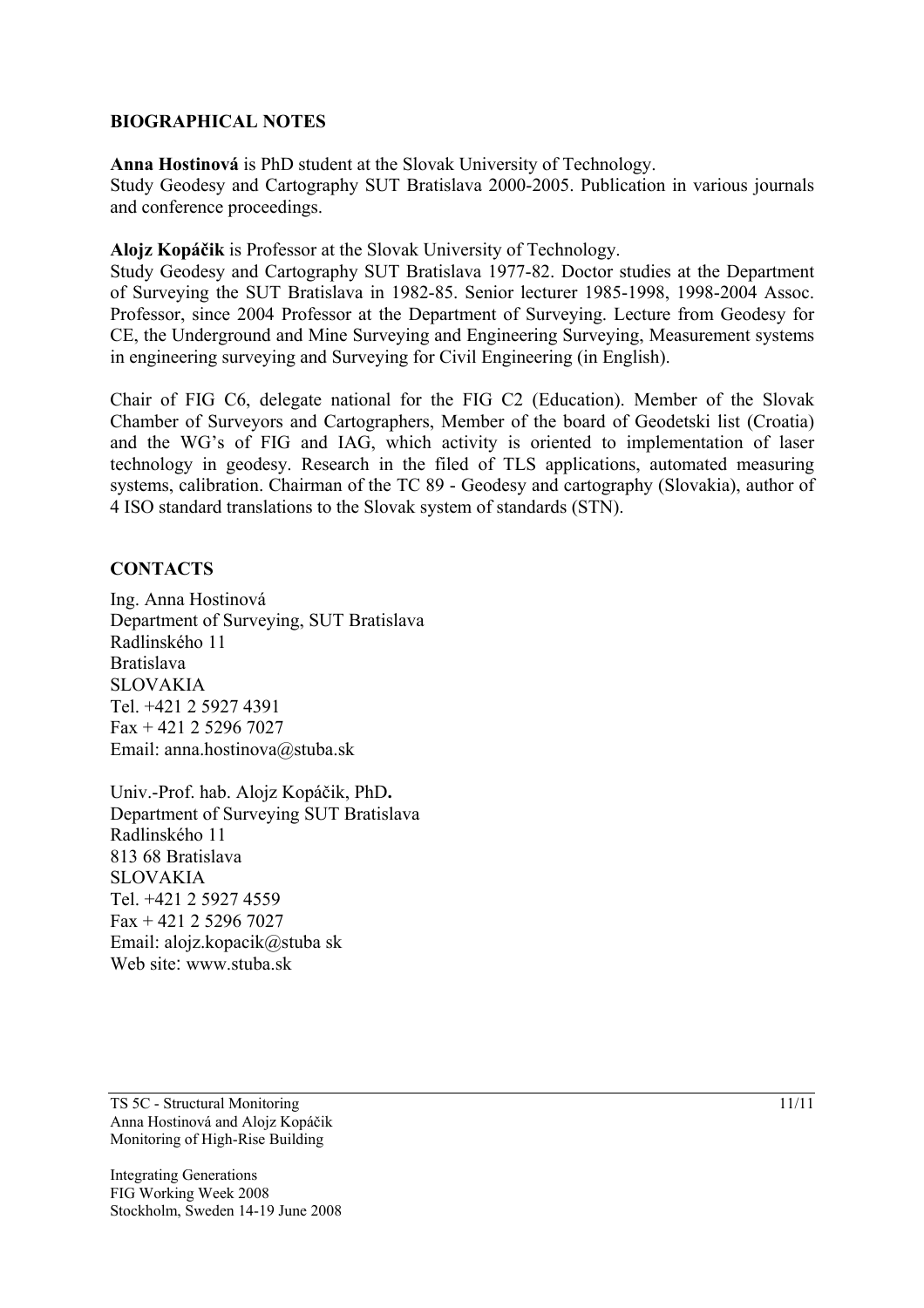## BIOGRAPHICAL NOTES

**Anna Hostinová** is PhD student at the Slovak University of Technology.
Study Geodesy and Cartography SUT Bratislava 2000-2005. Publication in various journals and conference proceedings.

**Alojz Kopáčik** is Professor at the Slovak University of Technology.
Study Geodesy and Cartography SUT Bratislava 1977-82. Doctor studies at the Department of Surveying the SUT Bratislava in 1982-85. Senior lecturer 1985-1998, 1998-2004 Assoc. Professor, since 2004 Professor at the Department of Surveying. Lecture from Geodesy for CE, the Underground and Mine Surveying and Engineering Surveying, Measurement systems in engineering surveying and Surveying for Civil Engineering (in English).

Chair of FIG C6, delegate national for the FIG C2 (Education). Member of the Slovak Chamber of Surveyors and Cartographers, Member of the board of Geodetski list (Croatia) and the WG's of FIG and IAG, which activity is oriented to implementation of laser technology in geodesy. Research in the filed of TLS applications, automated measuring systems, calibration. Chairman of the TC 89 - Geodesy and cartography (Slovakia), author of 4 ISO standard translations to the Slovak system of standards (STN).

## CONTACTS

Ing. Anna Hostinová
Department of Surveying, SUT Bratislava
Radlinského 11
Bratislava
SLOVAKIA
Tel. +421 2 5927 4391
Fax + 421 2 5296 7027
Email: anna.hostinova@stuba.sk

Univ.-Prof. hab. Alojz Kopáčik, PhD**.**
Department of Surveying SUT Bratislava
Radlinského 11
813 68 Bratislava
SLOVAKIA
Tel. +421 2 5927 4559
Fax + 421 2 5296 7027
Email: alojz.kopacik@stuba sk
Web site: www.stuba.sk